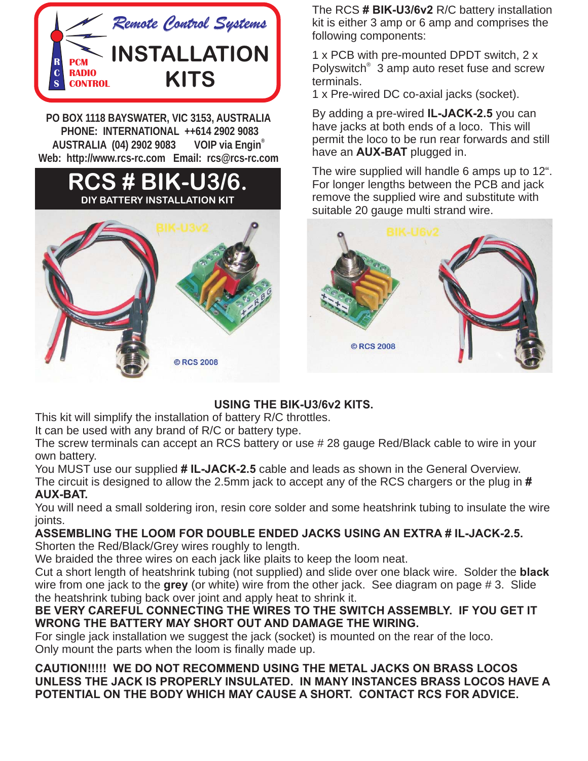Remote Control Systems

# INSTALLATION KITS

RCS PCM RADIO CONTROL

**PO BOX 1118 BAYSWATER, VIC 3153, AUSTRALIA**
**PHONE: INTERNATIONAL ++614 2902 9083**
**AUSTRALIA (04) 2902 9083 VOIP via Engin®**
**Web: http://www.rcs-rc.com Email: rcs@rcs-rc.com**

# RCS # BIK-U3/6.

**DIY BATTERY INSTALLATION KIT**

BIK-U3v2

© RCS 2008

The RCS **# BIK-U3/6v2** R/C battery installation kit is either 3 amp or 6 amp and comprises the following components:

1 x PCB with pre-mounted DPDT switch, 2 x Polyswitch® 3 amp auto reset fuse and screw terminals.
1 x Pre-wired DC co-axial jacks (socket).

By adding a pre-wired **IL-JACK-2.5** you can have jacks at both ends of a loco. This will permit the loco to be run rear forwards and still have an **AUX-BAT** plugged in.

The wire supplied will handle 6 amps up to 12". For longer lengths between the PCB and jack remove the supplied wire and substitute with suitable 20 gauge multi strand wire.

BIK-U6v2

© RCS 2008

## USING THE BIK-U3/6v2 KITS.

This kit will simplify the installation of battery R/C throttles.
It can be used with any brand of R/C or battery type.
The screw terminals can accept an RCS battery or use # 28 gauge Red/Black cable to wire in your own battery.
You MUST use our supplied **# IL-JACK-2.5** cable and leads as shown in the General Overview.
The circuit is designed to allow the 2.5mm jack to accept any of the RCS chargers or the plug in **# AUX-BAT.**
You will need a small soldering iron, resin core solder and some heatshrink tubing to insulate the wire joints.

**ASSEMBLING THE LOOM FOR DOUBLE ENDED JACKS USING AN EXTRA # IL-JACK-2.5.**
Shorten the Red/Black/Grey wires roughly to length.
We braided the three wires on each jack like plaits to keep the loom neat.
Cut a short length of heatshrink tubing (not supplied) and slide over one black wire. Solder the **black** wire from one jack to the **grey** (or white) wire from the other jack. See diagram on page # 3. Slide the heatshrink tubing back over joint and apply heat to shrink it.

**BE VERY CAREFUL CONNECTING THE WIRES TO THE SWITCH ASSEMBLY. IF YOU GET IT WRONG THE BATTERY MAY SHORT OUT AND DAMAGE THE WIRING.**
For single jack installation we suggest the jack (socket) is mounted on the rear of the loco.
Only mount the parts when the loom is finally made up.

**CAUTION!!!!! WE DO NOT RECOMMEND USING THE METAL JACKS ON BRASS LOCOS UNLESS THE JACK IS PROPERLY INSULATED. IN MANY INSTANCES BRASS LOCOS HAVE A POTENTIAL ON THE BODY WHICH MAY CAUSE A SHORT. CONTACT RCS FOR ADVICE.**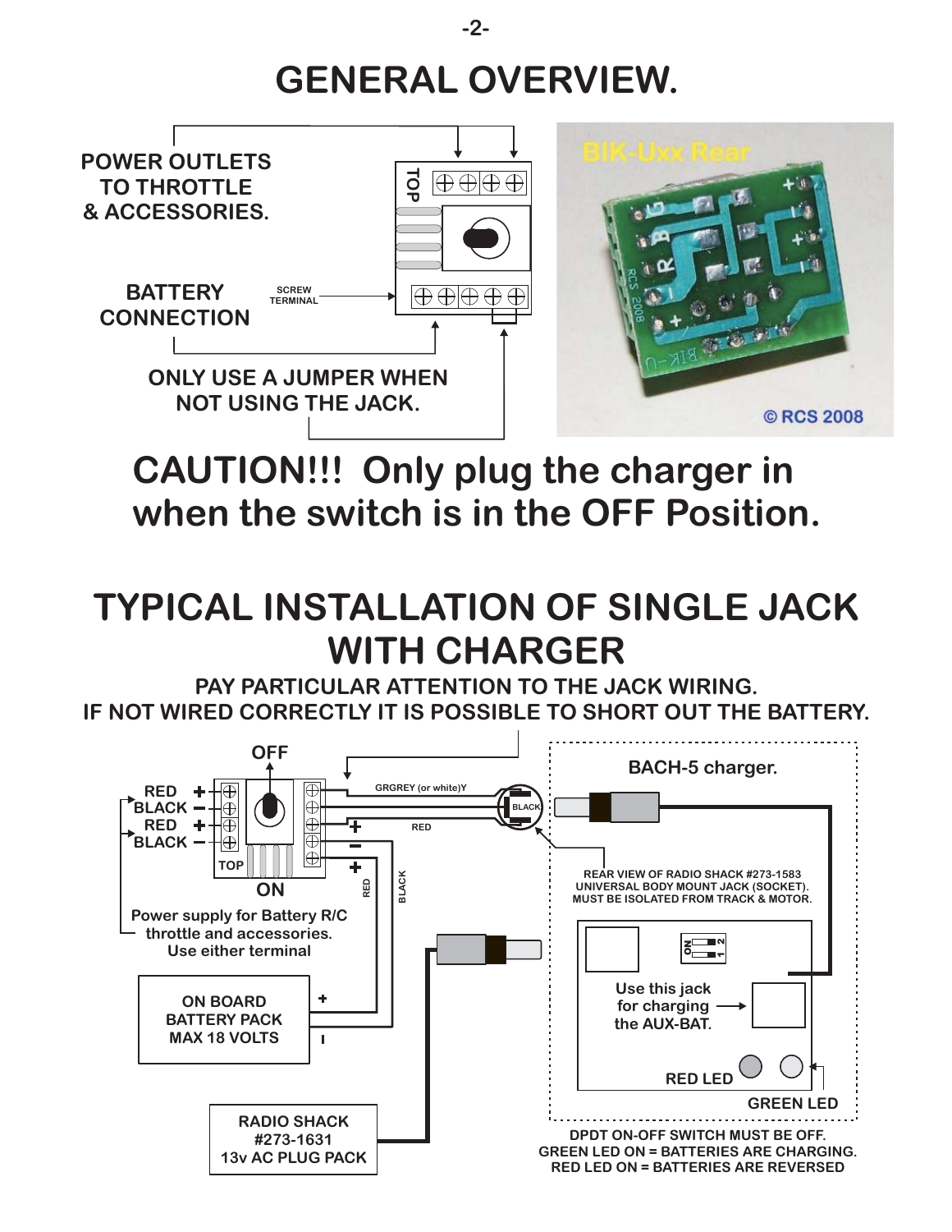# GENERAL OVERVIEW.

POWER OUTLETS TO THROTTLE & ACCESSORIES.

TOP

BATTERY CONNECTION

SCREW TERMINAL

ONLY USE A JUMPER WHEN NOT USING THE JACK.

BIK-Uxx Rear

© RCS 2008

## CAUTION!!! Only plug the charger in when the switch is in the OFF Position.

# TYPICAL INSTALLATION OF SINGLE JACK WITH CHARGER

**PAY PARTICULAR ATTENTION TO THE JACK WIRING.**
**IF NOT WIRED CORRECTLY IT IS POSSIBLE TO SHORT OUT THE BATTERY.**

OFF

RED +
BLACK −
RED +
BLACK −

TOP

ON

GRGREY (or white)Y

BLACK

RED

RED

BLACK

Power supply for Battery R/C throttle and accessories. Use either terminal

ON BOARD BATTERY PACK MAX 18 VOLTS

RADIO SHACK #273-1631 13v AC PLUG PACK

BACH-5 charger.

REAR VIEW OF RADIO SHACK #273-1583 UNIVERSAL BODY MOUNT JACK (SOCKET). MUST BE ISOLATED FROM TRACK & MOTOR.

ON 1 2

Use this jack for charging the AUX-BAT.

RED LED

GREEN LED

DPDT ON-OFF SWITCH MUST BE OFF.
GREEN LED ON = BATTERIES ARE CHARGING.
RED LED ON = BATTERIES ARE REVERSED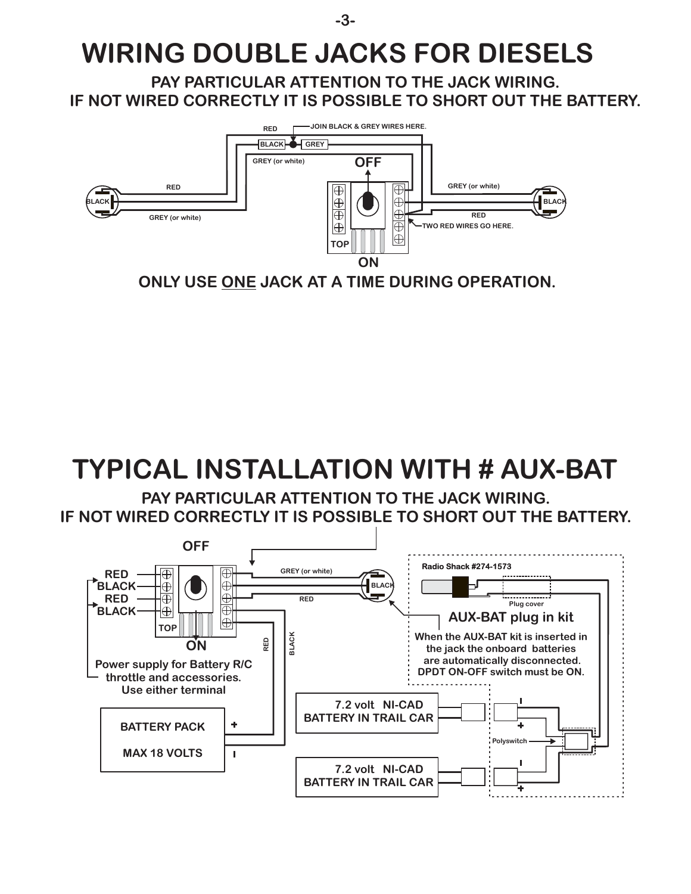# WIRING DOUBLE JACKS FOR DIESELS

**PAY PARTICULAR ATTENTION TO THE JACK WIRING.**
**IF NOT WIRED CORRECTLY IT IS POSSIBLE TO SHORT OUT THE BATTERY.**

RED

JOIN BLACK & GREY WIRES HERE.

BLACK GREY

GREY (or white)

OFF

RED

BLACK

GREY (or white)

TOP

ON

GREY (or white)

RED

TWO RED WIRES GO HERE.

BLACK

**ONLY USE ONE JACK AT A TIME DURING OPERATION.**

# TYPICAL INSTALLATION WITH # AUX-BAT

**PAY PARTICULAR ATTENTION TO THE JACK WIRING.**
**IF NOT WIRED CORRECTLY IT IS POSSIBLE TO SHORT OUT THE BATTERY.**

OFF

RED
BLACK
RED
BLACK

TOP

ON

GREY (or white)

BLACK

RED

RED

BLACK

Radio Shack #274-1573

Plug cover

**AUX-BAT plug in kit**

When the AUX-BAT kit is inserted in the jack the onboard batteries are automatically disconnected. DPDT ON-OFF switch must be ON.

Power supply for Battery R/C throttle and accessories. Use either terminal

BATTERY PACK

MAX 18 VOLTS

+

-

7.2 volt NI-CAD BATTERY IN TRAIL CAR

7.2 volt NI-CAD BATTERY IN TRAIL CAR

Polyswitch

-
+
-
+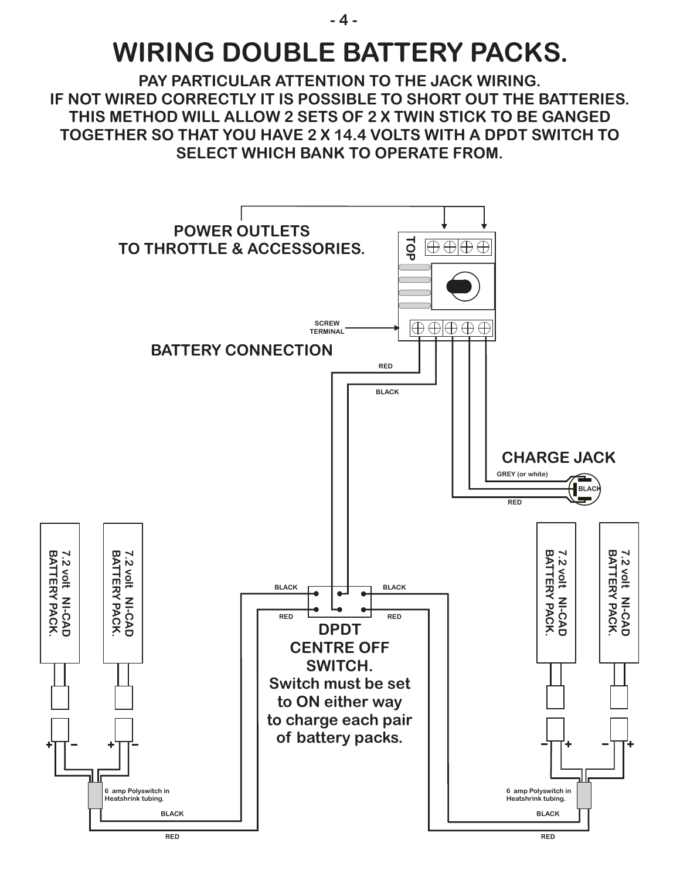# WIRING DOUBLE BATTERY PACKS.

**PAY PARTICULAR ATTENTION TO THE JACK WIRING.**
**IF NOT WIRED CORRECTLY IT IS POSSIBLE TO SHORT OUT THE BATTERIES.**
**THIS METHOD WILL ALLOW 2 SETS OF 2 X TWIN STICK TO BE GANGED TOGETHER SO THAT YOU HAVE 2 X 14.4 VOLTS WITH A DPDT SWITCH TO SELECT WHICH BANK TO OPERATE FROM.**

POWER OUTLETS
TO THROTTLE & ACCESSORIES.

TOP

SCREW
TERMINAL

BATTERY CONNECTION

RED

BLACK

CHARGE JACK

GREY (or white)

BLACK

RED

7.2 volt NI-CAD
BATTERY PACK.

7.2 volt NI-CAD
BATTERY PACK.

7.2 volt NI-CAD
BATTERY PACK.

7.2 volt NI-CAD
BATTERY PACK.

BLACK

BLACK

RED

RED

DPDT
CENTRE OFF
SWITCH.
Switch must be set
to ON either way
to charge each pair
of battery packs.

+ – + –

– + – +

6 amp Polyswitch in
Heatshrink tubing.

6 amp Polyswitch in
Heatshrink tubing.

BLACK

BLACK

RED

RED